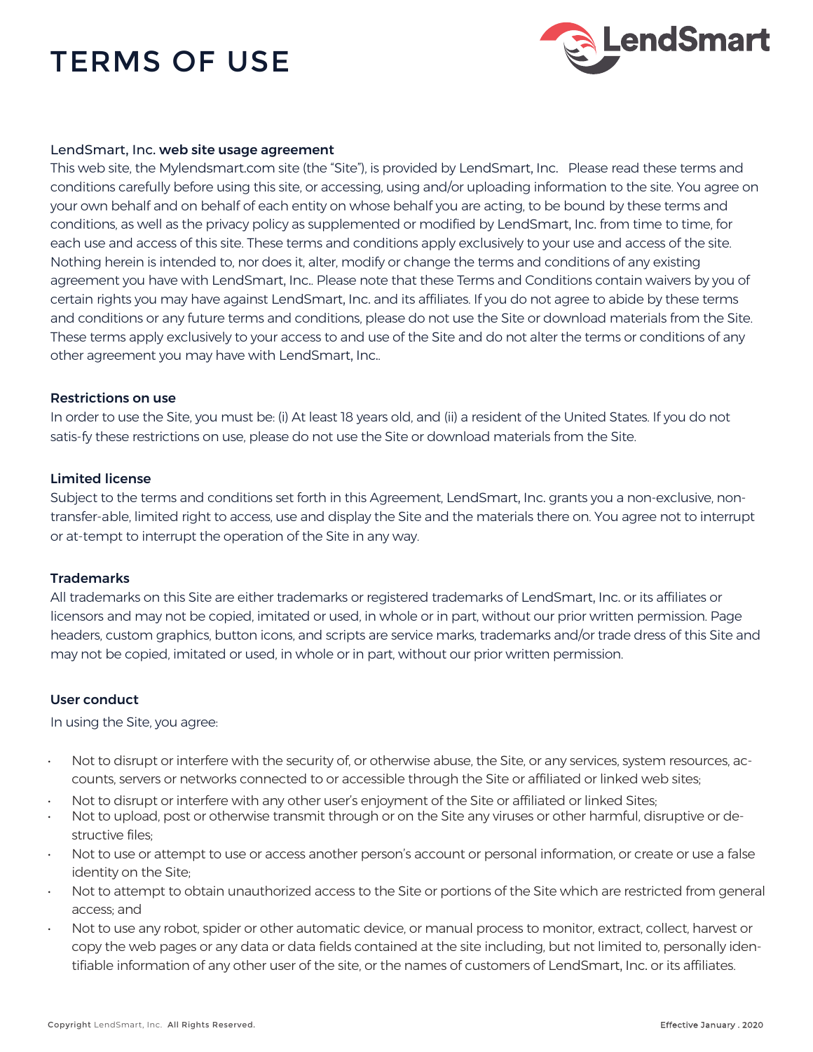# TERMS OF USE

**LendSmart, Inc. web site usage agreement**

This web site, the Mylendsmart.com site (the "Site"), is provided by LendSmart, Inc. Please read these terms and conditions carefully before using this site, or accessing, using and/or uploading information to the site. You agree on your own behalf and on behalf of each entity on whose behalf you are acting, to be bound by these terms and conditions, as well as the privacy policy as supplemented or modified by LendSmart, Inc. from time to time, for each use and access of this site. These terms and conditions apply exclusively to your use and access of the site. Nothing herein is intended to, nor does it, alter, modify or change the terms and conditions of any existing agreement you have with LendSmart, Inc.. Please note that these Terms and Conditions contain waivers by you of certain rights you may have against LendSmart, Inc. and its affiliates. If you do not agree to abide by these terms and conditions or any future terms and conditions, please do not use the Site or download materials from the Site. These terms apply exclusively to your access to and use of the Site and do not alter the terms or conditions of any other agreement you may have with LendSmart, Inc..

**Restrictions on use**

In order to use the Site, you must be: (i) At least 18 years old, and (ii) a resident of the United States. If you do not satis-fy these restrictions on use, please do not use the Site or download materials from the Site.

**Limited license**

Subject to the terms and conditions set forth in this Agreement, LendSmart, Inc. grants you a non-exclusive, non-transfer-able, limited right to access, use and display the Site and the materials there on. You agree not to interrupt or at-tempt to interrupt the operation of the Site in any way.

**Trademarks**

All trademarks on this Site are either trademarks or registered trademarks of LendSmart, Inc. or its affiliates or licensors and may not be copied, imitated or used, in whole or in part, without our prior written permission. Page headers, custom graphics, button icons, and scripts are service marks, trademarks and/or trade dress of this Site and may not be copied, imitated or used, in whole or in part, without our prior written permission.

**User conduct**

In using the Site, you agree:

- Not to disrupt or interfere with the security of, or otherwise abuse, the Site, or any services, system resources, ac-counts, servers or networks connected to or accessible through the Site or affiliated or linked web sites;
- Not to disrupt or interfere with any other user's enjoyment of the Site or affiliated or linked Sites;
- Not to upload, post or otherwise transmit through or on the Site any viruses or other harmful, disruptive or de-structive files;
- Not to use or attempt to use or access another person's account or personal information, or create or use a false identity on the Site;
- Not to attempt to obtain unauthorized access to the Site or portions of the Site which are restricted from general access; and
- Not to use any robot, spider or other automatic device, or manual process to monitor, extract, collect, harvest or copy the web pages or any data or data fields contained at the site including, but not limited to, personally iden-tifiable information of any other user of the site, or the names of customers of LendSmart, Inc. or its affiliates.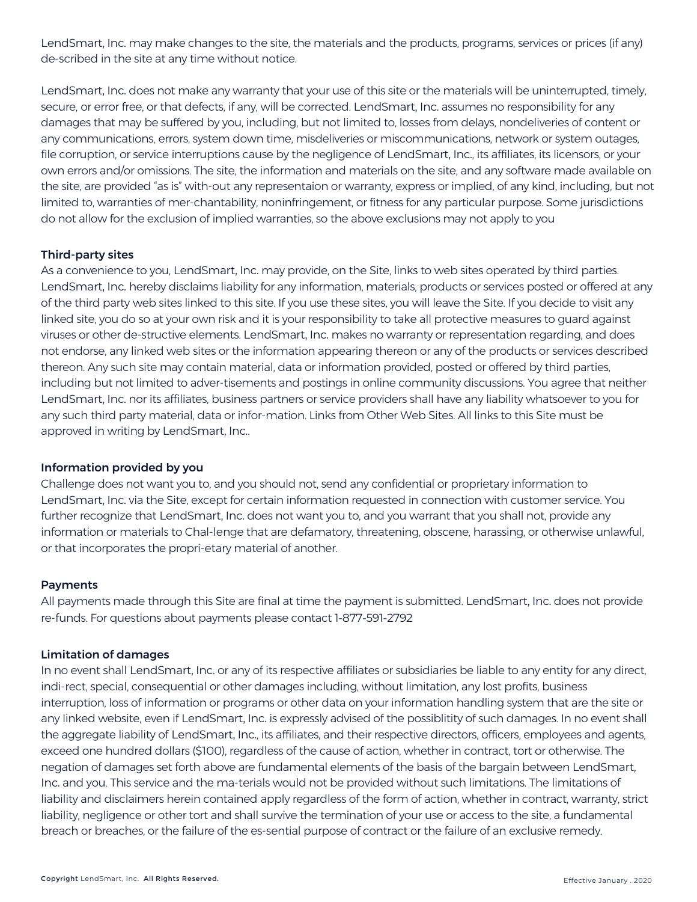LendSmart, Inc. may make changes to the site, the materials and the products, programs, services or prices (if any) de-scribed in the site at any time without notice.

LendSmart, Inc. does not make any warranty that your use of this site or the materials will be uninterrupted, timely, secure, or error free, or that defects, if any, will be corrected. LendSmart, Inc. assumes no responsibility for any damages that may be suffered by you, including, but not limited to, losses from delays, nondeliveries of content or any communications, errors, system down time, misdeliveries or miscommunications, network or system outages, file corruption, or service interruptions cause by the negligence of LendSmart, Inc., its affiliates, its licensors, or your own errors and/or omissions. The site, the information and materials on the site, and any software made available on the site, are provided "as is" with-out any representaion or warranty, express or implied, of any kind, including, but not limited to, warranties of mer-chantability, noninfringement, or fitness for any particular purpose. Some jurisdictions do not allow for the exclusion of implied warranties, so the above exclusions may not apply to you

**Third-party sites**

As a convenience to you, LendSmart, Inc. may provide, on the Site, links to web sites operated by third parties. LendSmart, Inc. hereby disclaims liability for any information, materials, products or services posted or offered at any of the third party web sites linked to this site. If you use these sites, you will leave the Site. If you decide to visit any linked site, you do so at your own risk and it is your responsibility to take all protective measures to guard against viruses or other de-structive elements. LendSmart, Inc. makes no warranty or representation regarding, and does not endorse, any linked web sites or the information appearing thereon or any of the products or services described thereon. Any such site may contain material, data or information provided, posted or offered by third parties, including but not limited to adver-tisements and postings in online community discussions. You agree that neither LendSmart, Inc. nor its affiliates, business partners or service providers shall have any liability whatsoever to you for any such third party material, data or infor-mation. Links from Other Web Sites. All links to this Site must be approved in writing by LendSmart, Inc..

**Information provided by you**

Challenge does not want you to, and you should not, send any confidential or proprietary information to LendSmart, Inc. via the Site, except for certain information requested in connection with customer service. You further recognize that LendSmart, Inc. does not want you to, and you warrant that you shall not, provide any information or materials to Chal-lenge that are defamatory, threatening, obscene, harassing, or otherwise unlawful, or that incorporates the propri-etary material of another.

**Payments**

All payments made through this Site are final at time the payment is submitted. LendSmart, Inc. does not provide re-funds. For questions about payments please contact 1-877-591-2792

**Limitation of damages**

In no event shall LendSmart, Inc. or any of its respective affiliates or subsidiaries be liable to any entity for any direct, indi-rect, special, consequential or other damages including, without limitation, any lost profits, business interruption, loss of information or programs or other data on your information handling system that are the site or any linked website, even if LendSmart, Inc. is expressly advised of the possiblitity of such damages. In no event shall the aggregate liability of LendSmart, Inc., its affiliates, and their respective directors, officers, employees and agents, exceed one hundred dollars ($100), regardless of the cause of action, whether in contract, tort or otherwise. The negation of damages set forth above are fundamental elements of the basis of the bargain between LendSmart, Inc. and you. This service and the ma-terials would not be provided without such limitations. The limitations of liability and disclaimers herein contained apply regardless of the form of action, whether in contract, warranty, strict liability, negligence or other tort and shall survive the termination of your use or access to the site, a fundamental breach or breaches, or the failure of the es-sential purpose of contract or the failure of an exclusive remedy.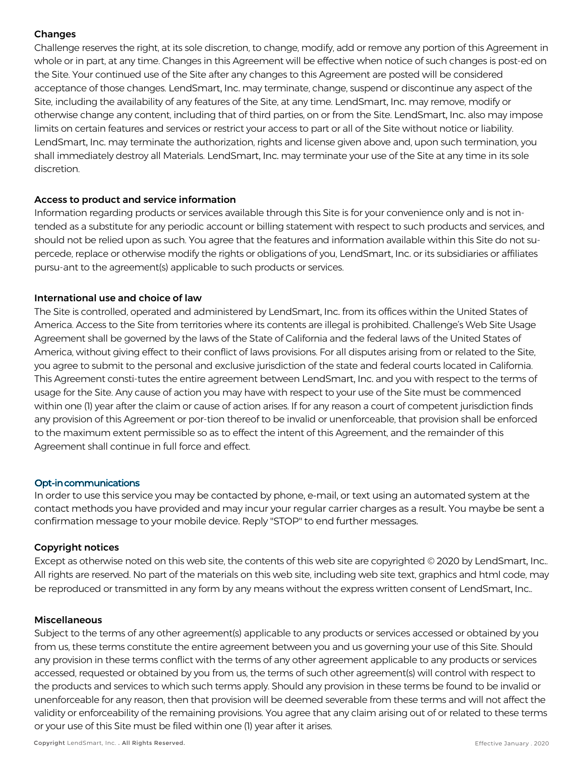### Changes

Challenge reserves the right, at its sole discretion, to change, modify, add or remove any portion of this Agreement in whole or in part, at any time. Changes in this Agreement will be effective when notice of such changes is post-ed on the Site. Your continued use of the Site after any changes to this Agreement are posted will be considered acceptance of those changes. LendSmart, Inc. may terminate, change, suspend or discontinue any aspect of the Site, including the availability of any features of the Site, at any time. LendSmart, Inc. may remove, modify or otherwise change any content, including that of third parties, on or from the Site. LendSmart, Inc. also may impose limits on certain features and services or restrict your access to part or all of the Site without notice or liability. LendSmart, Inc. may terminate the authorization, rights and license given above and, upon such termination, you shall immediately destroy all Materials. LendSmart, Inc. may terminate your use of the Site at any time in its sole discretion.

### Access to product and service information

Information regarding products or services available through this Site is for your convenience only and is not in-tended as a substitute for any periodic account or billing statement with respect to such products and services, and should not be relied upon as such. You agree that the features and information available within this Site do not su-percede, replace or otherwise modify the rights or obligations of you, LendSmart, Inc. or its subsidiaries or affiliates pursu-ant to the agreement(s) applicable to such products or services.

### International use and choice of law

The Site is controlled, operated and administered by LendSmart, Inc. from its offices within the United States of America. Access to the Site from territories where its contents are illegal is prohibited. Challenge's Web Site Usage Agreement shall be governed by the laws of the State of California and the federal laws of the United States of America, without giving effect to their conflict of laws provisions. For all disputes arising from or related to the Site, you agree to submit to the personal and exclusive jurisdiction of the state and federal courts located in California. This Agreement consti-tutes the entire agreement between LendSmart, Inc. and you with respect to the terms of usage for the Site. Any cause of action you may have with respect to your use of the Site must be commenced within one (1) year after the claim or cause of action arises. If for any reason a court of competent jurisdiction finds any provision of this Agreement or por-tion thereof to be invalid or unenforceable, that provision shall be enforced to the maximum extent permissible so as to effect the intent of this Agreement, and the remainder of this Agreement shall continue in full force and effect.

### Opt-in communications

In order to use this service you may be contacted by phone, e-mail, or text using an automated system at the contact methods you have provided and may incur your regular carrier charges as a result. You maybe be sent a confirmation message to your mobile device. Reply "STOP" to end further messages.

### Copyright notices

Except as otherwise noted on this web site, the contents of this web site are copyrighted © 2020 by LendSmart, Inc.. All rights are reserved. No part of the materials on this web site, including web site text, graphics and html code, may be reproduced or transmitted in any form by any means without the express written consent of LendSmart, Inc..

### Miscellaneous

Subject to the terms of any other agreement(s) applicable to any products or services accessed or obtained by you from us, these terms constitute the entire agreement between you and us governing your use of this Site. Should any provision in these terms conflict with the terms of any other agreement applicable to any products or services accessed, requested or obtained by you from us, the terms of such other agreement(s) will control with respect to the products and services to which such terms apply. Should any provision in these terms be found to be invalid or unenforceable for any reason, then that provision will be deemed severable from these terms and will not affect the validity or enforceability of the remaining provisions. You agree that any claim arising out of or related to these terms or your use of this Site must be filed within one (1) year after it arises.